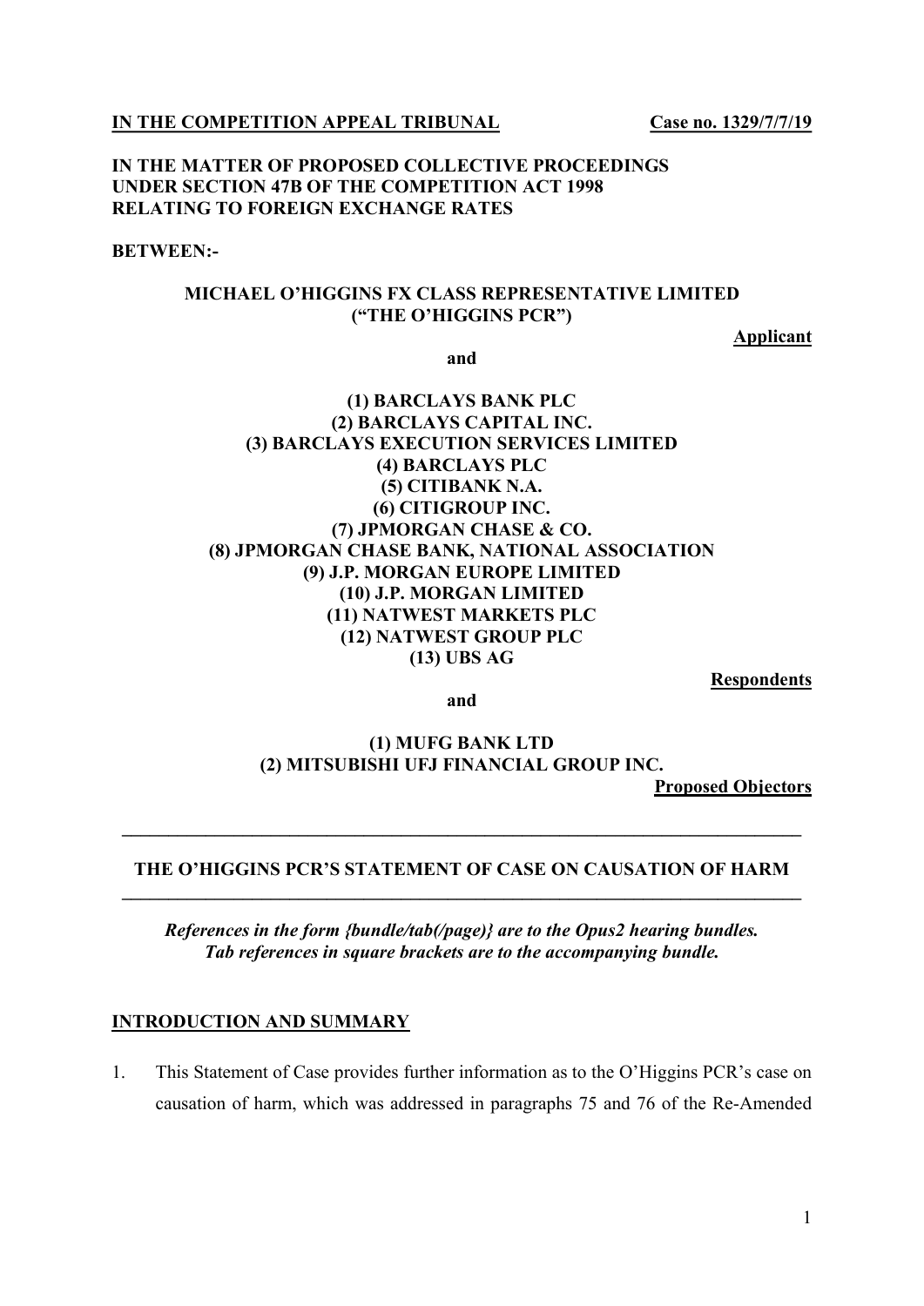**IN THE COMPETITION APPEAL TRIBUNAL** **Case no. 1329/7/7/19**

**IN THE MATTER OF PROPOSED COLLECTIVE PROCEEDINGS UNDER SECTION 47B OF THE COMPETITION ACT 1998 RELATING TO FOREIGN EXCHANGE RATES**

**BETWEEN:-**

**MICHAEL O'HIGGINS FX CLASS REPRESENTATIVE LIMITED ("THE O'HIGGINS PCR")**

**Applicant**

**and**

**(1) BARCLAYS BANK PLC**
**(2) BARCLAYS CAPITAL INC.**
**(3) BARCLAYS EXECUTION SERVICES LIMITED**
**(4) BARCLAYS PLC**
**(5) CITIBANK N.A.**
**(6) CITIGROUP INC.**
**(7) JPMORGAN CHASE & CO.**
**(8) JPMORGAN CHASE BANK, NATIONAL ASSOCIATION**
**(9) J.P. MORGAN EUROPE LIMITED**
**(10) J.P. MORGAN LIMITED**
**(11) NATWEST MARKETS PLC**
**(12) NATWEST GROUP PLC**
**(13) UBS AG**

**Respondents**

**and**

**(1) MUFG BANK LTD**
**(2) MITSUBISHI UFJ FINANCIAL GROUP INC.**

**Proposed Objectors**

---

**THE O'HIGGINS PCR'S STATEMENT OF CASE ON CAUSATION OF HARM**

---

***References in the form {bundle/tab(/page)} are to the Opus2 hearing bundles. Tab references in square brackets are to the accompanying bundle.***

## INTRODUCTION AND SUMMARY

1. This Statement of Case provides further information as to the O'Higgins PCR's case on causation of harm, which was addressed in paragraphs 75 and 76 of the Re-Amended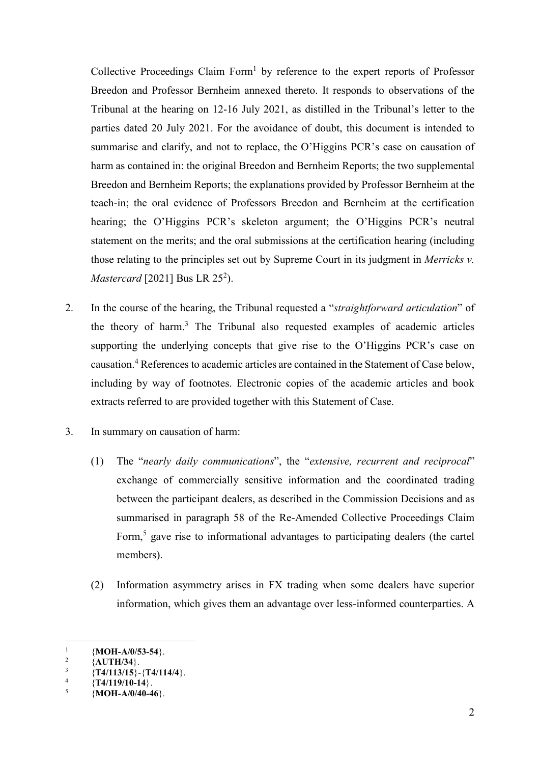Collective Proceedings Claim Form[1] by reference to the expert reports of Professor Breedon and Professor Bernheim annexed thereto. It responds to observations of the Tribunal at the hearing on 12-16 July 2021, as distilled in the Tribunal's letter to the parties dated 20 July 2021. For the avoidance of doubt, this document is intended to summarise and clarify, and not to replace, the O'Higgins PCR's case on causation of harm as contained in: the original Breedon and Bernheim Reports; the two supplemental Breedon and Bernheim Reports; the explanations provided by Professor Bernheim at the teach-in; the oral evidence of Professors Breedon and Bernheim at the certification hearing; the O'Higgins PCR's skeleton argument; the O'Higgins PCR's neutral statement on the merits; and the oral submissions at the certification hearing (including those relating to the principles set out by Supreme Court in its judgment in *Merricks v. Mastercard* [2021] Bus LR 25[2]).

2. In the course of the hearing, the Tribunal requested a "*straightforward articulation*" of the theory of harm.[3] The Tribunal also requested examples of academic articles supporting the underlying concepts that give rise to the O'Higgins PCR's case on causation.[4] References to academic articles are contained in the Statement of Case below, including by way of footnotes. Electronic copies of the academic articles and book extracts referred to are provided together with this Statement of Case.

3. In summary on causation of harm:

   (1) The "*nearly daily communications*", the "*extensive, recurrent and reciprocal*" exchange of commercially sensitive information and the coordinated trading between the participant dealers, as described in the Commission Decisions and as summarised in paragraph 58 of the Re-Amended Collective Proceedings Claim Form,[5] gave rise to informational advantages to participating dealers (the cartel members).

   (2) Information asymmetry arises in FX trading when some dealers have superior information, which gives them an advantage over less-informed counterparties. A

---

[1] {**MOH-A/0/53-54**}.

[2] {**AUTH/34**}.

[3] {**T4/113/15**}-{**T4/114/4**}.

[4] {**T4/119/10-14**}.

[5] {**MOH-A/0/40-46**}.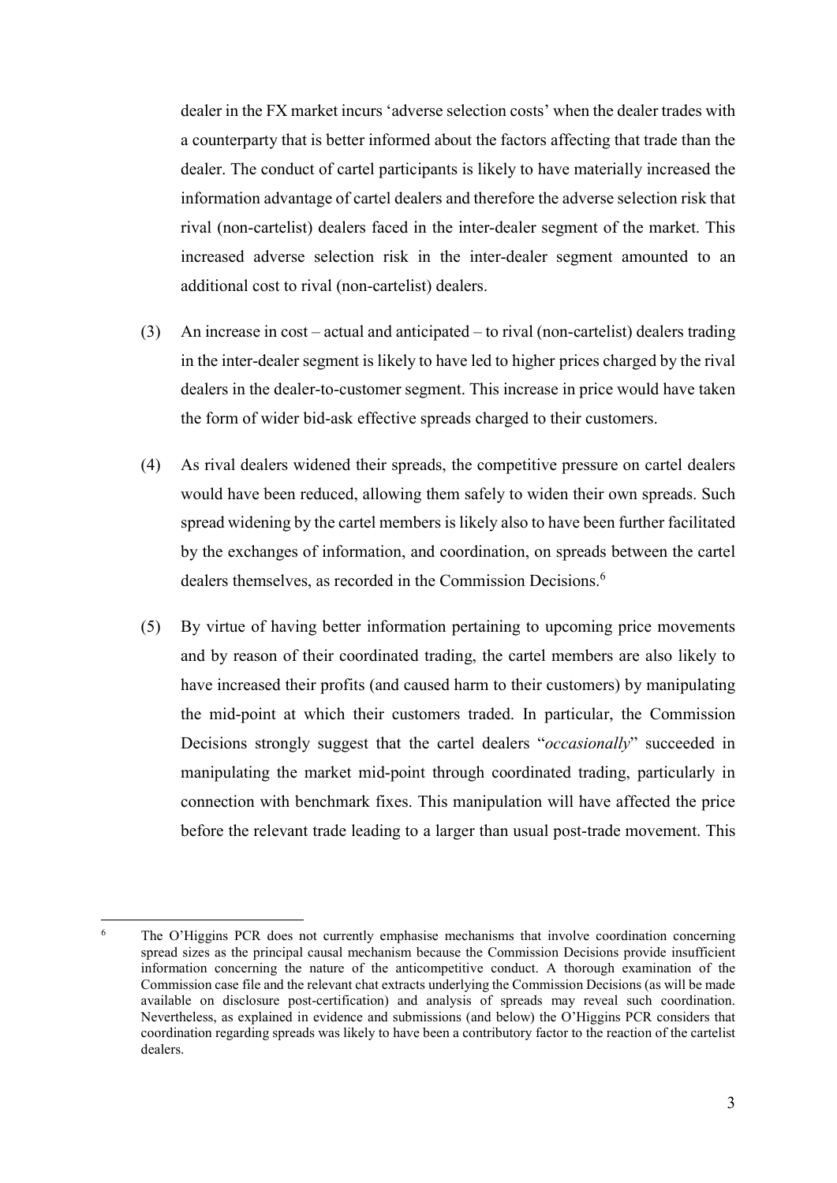dealer in the FX market incurs 'adverse selection costs' when the dealer trades with a counterparty that is better informed about the factors affecting that trade than the dealer. The conduct of cartel participants is likely to have materially increased the information advantage of cartel dealers and therefore the adverse selection risk that rival (non-cartelist) dealers faced in the inter-dealer segment of the market. This increased adverse selection risk in the inter-dealer segment amounted to an additional cost to rival (non-cartelist) dealers.

(3) An increase in cost – actual and anticipated – to rival (non-cartelist) dealers trading in the inter-dealer segment is likely to have led to higher prices charged by the rival dealers in the dealer-to-customer segment. This increase in price would have taken the form of wider bid-ask effective spreads charged to their customers.

(4) As rival dealers widened their spreads, the competitive pressure on cartel dealers would have been reduced, allowing them safely to widen their own spreads. Such spread widening by the cartel members is likely also to have been further facilitated by the exchanges of information, and coordination, on spreads between the cartel dealers themselves, as recorded in the Commission Decisions.[6]

(5) By virtue of having better information pertaining to upcoming price movements and by reason of their coordinated trading, the cartel members are also likely to have increased their profits (and caused harm to their customers) by manipulating the mid-point at which their customers traded. In particular, the Commission Decisions strongly suggest that the cartel dealers "*occasionally*" succeeded in manipulating the market mid-point through coordinated trading, particularly in connection with benchmark fixes. This manipulation will have affected the price before the relevant trade leading to a larger than usual post-trade movement. This

---

[6] The O'Higgins PCR does not currently emphasise mechanisms that involve coordination concerning spread sizes as the principal causal mechanism because the Commission Decisions provide insufficient information concerning the nature of the anticompetitive conduct. A thorough examination of the Commission case file and the relevant chat extracts underlying the Commission Decisions (as will be made available on disclosure post-certification) and analysis of spreads may reveal such coordination. Nevertheless, as explained in evidence and submissions (and below) the O'Higgins PCR considers that coordination regarding spreads was likely to have been a contributory factor to the reaction of the cartelist dealers.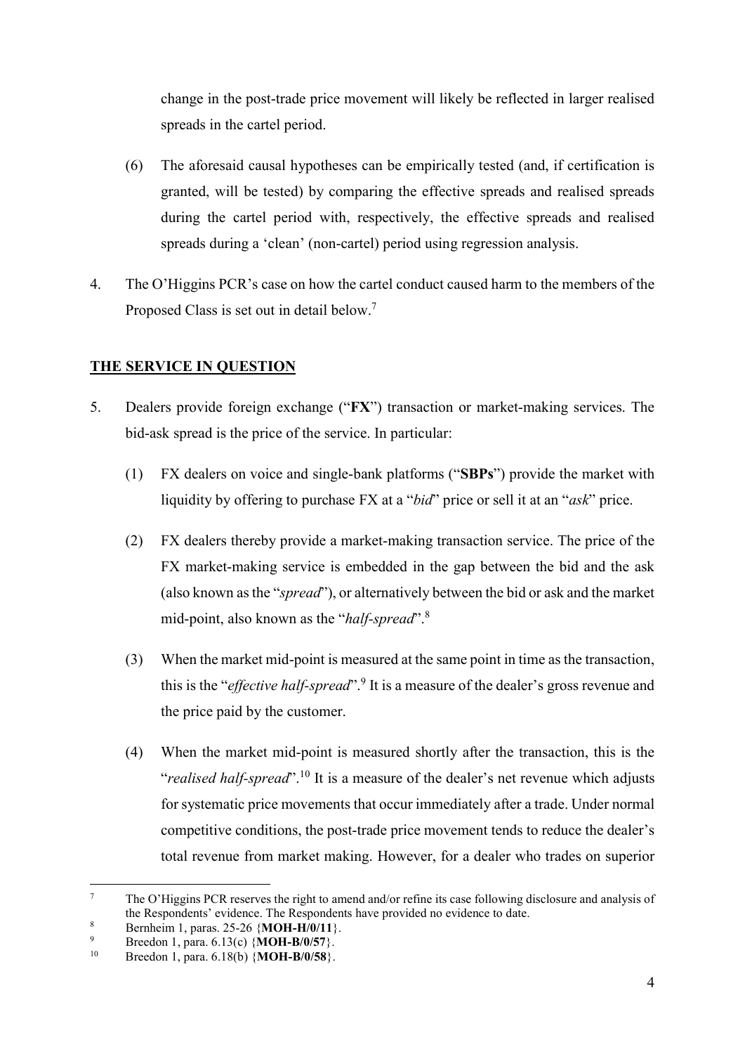change in the post-trade price movement will likely be reflected in larger realised spreads in the cartel period.

(6) The aforesaid causal hypotheses can be empirically tested (and, if certification is granted, will be tested) by comparing the effective spreads and realised spreads during the cartel period with, respectively, the effective spreads and realised spreads during a 'clean' (non-cartel) period using regression analysis.

4. The O'Higgins PCR's case on how the cartel conduct caused harm to the members of the Proposed Class is set out in detail below.[7]

## THE SERVICE IN QUESTION

5. Dealers provide foreign exchange ("**FX**") transaction or market-making services. The bid-ask spread is the price of the service. In particular:

(1) FX dealers on voice and single-bank platforms ("**SBPs**") provide the market with liquidity by offering to purchase FX at a "*bid*" price or sell it at an "*ask*" price.

(2) FX dealers thereby provide a market-making transaction service. The price of the FX market-making service is embedded in the gap between the bid and the ask (also known as the "*spread*"), or alternatively between the bid or ask and the market mid-point, also known as the "*half-spread*".[8]

(3) When the market mid-point is measured at the same point in time as the transaction, this is the "*effective half-spread*".[9] It is a measure of the dealer's gross revenue and the price paid by the customer.

(4) When the market mid-point is measured shortly after the transaction, this is the "*realised half-spread*".[10] It is a measure of the dealer's net revenue which adjusts for systematic price movements that occur immediately after a trade. Under normal competitive conditions, the post-trade price movement tends to reduce the dealer's total revenue from market making. However, for a dealer who trades on superior

---

[7] The O'Higgins PCR reserves the right to amend and/or refine its case following disclosure and analysis of the Respondents' evidence. The Respondents have provided no evidence to date.

[8] Bernheim 1, paras. 25-26 {**MOH-H/0/11**}.

[9] Breedon 1, para. 6.13(c) {**MOH-B/0/57**}.

[10] Breedon 1, para. 6.18(b) {**MOH-B/0/58**}.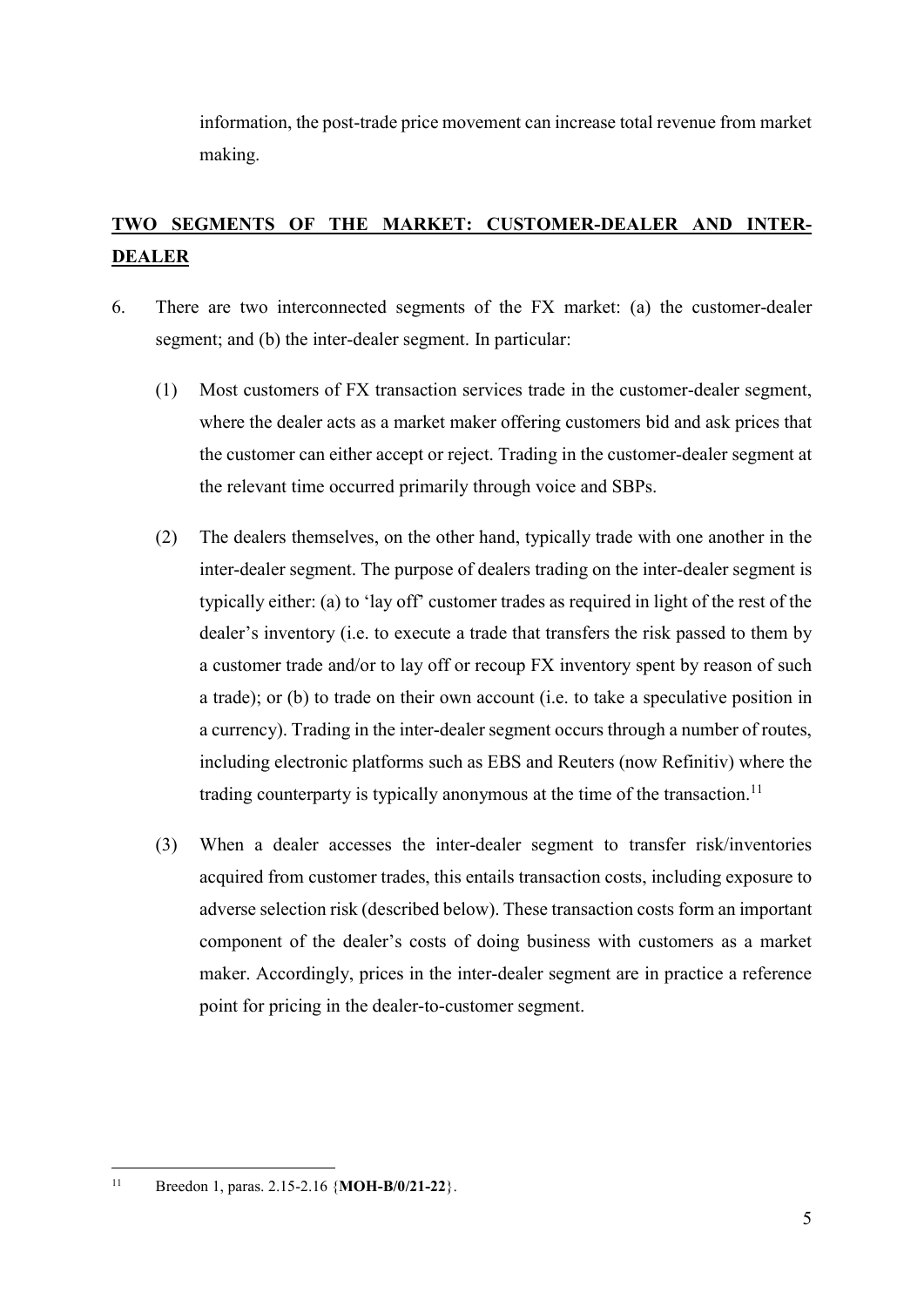information, the post-trade price movement can increase total revenue from market making.

## TWO SEGMENTS OF THE MARKET: CUSTOMER-DEALER AND INTER-DEALER

6. There are two interconnected segments of the FX market: (a) the customer-dealer segment; and (b) the inter-dealer segment. In particular:

   (1) Most customers of FX transaction services trade in the customer-dealer segment, where the dealer acts as a market maker offering customers bid and ask prices that the customer can either accept or reject. Trading in the customer-dealer segment at the relevant time occurred primarily through voice and SBPs.

   (2) The dealers themselves, on the other hand, typically trade with one another in the inter-dealer segment. The purpose of dealers trading on the inter-dealer segment is typically either: (a) to 'lay off' customer trades as required in light of the rest of the dealer's inventory (i.e. to execute a trade that transfers the risk passed to them by a customer trade and/or to lay off or recoup FX inventory spent by reason of such a trade); or (b) to trade on their own account (i.e. to take a speculative position in a currency). Trading in the inter-dealer segment occurs through a number of routes, including electronic platforms such as EBS and Reuters (now Refinitiv) where the trading counterparty is typically anonymous at the time of the transaction.[11]

   (3) When a dealer accesses the inter-dealer segment to transfer risk/inventories acquired from customer trades, this entails transaction costs, including exposure to adverse selection risk (described below). These transaction costs form an important component of the dealer's costs of doing business with customers as a market maker. Accordingly, prices in the inter-dealer segment are in practice a reference point for pricing in the dealer-to-customer segment.

[11] Breedon 1, paras. 2.15-2.16 {**MOH-B/0/21-22**}.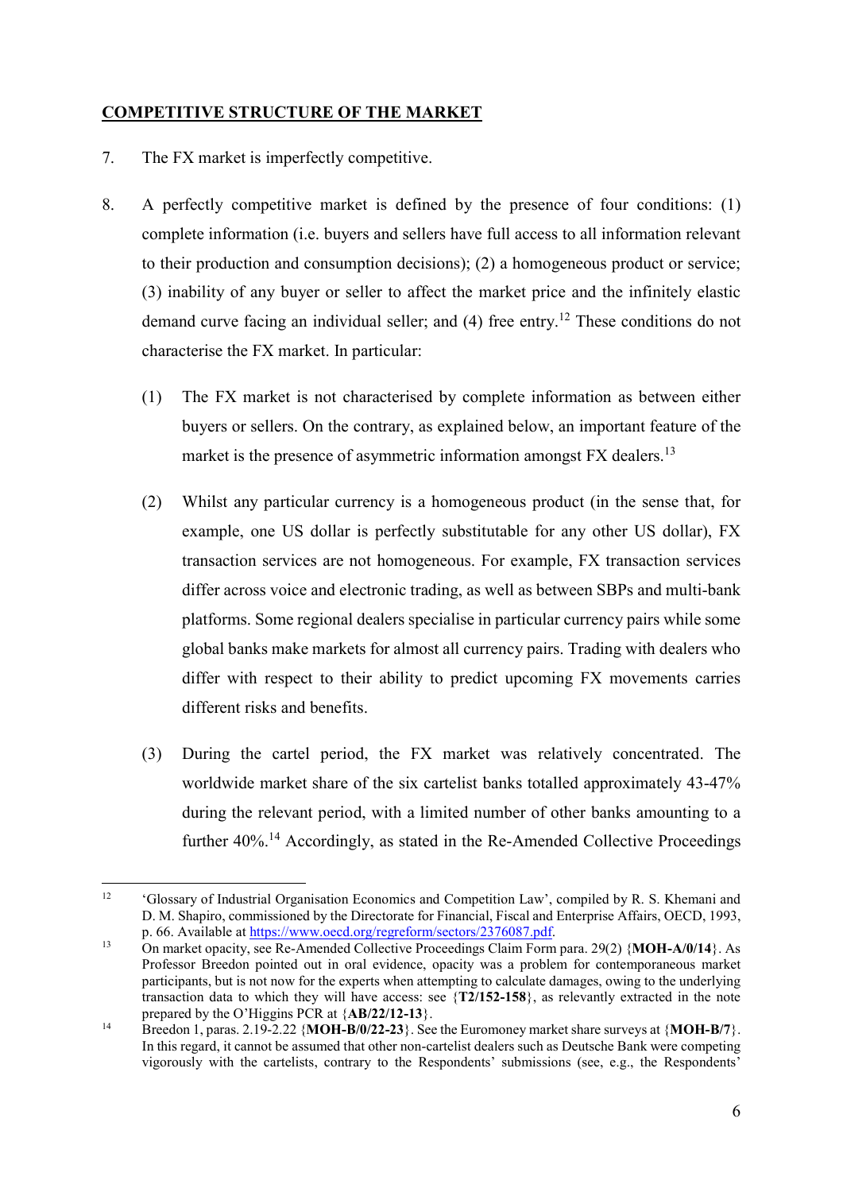## COMPETITIVE STRUCTURE OF THE MARKET

7. The FX market is imperfectly competitive.

8. A perfectly competitive market is defined by the presence of four conditions: (1) complete information (i.e. buyers and sellers have full access to all information relevant to their production and consumption decisions); (2) a homogeneous product or service; (3) inability of any buyer or seller to affect the market price and the infinitely elastic demand curve facing an individual seller; and (4) free entry.[12] These conditions do not characterise the FX market. In particular:

   (1) The FX market is not characterised by complete information as between either buyers or sellers. On the contrary, as explained below, an important feature of the market is the presence of asymmetric information amongst FX dealers.[13]

   (2) Whilst any particular currency is a homogeneous product (in the sense that, for example, one US dollar is perfectly substitutable for any other US dollar), FX transaction services are not homogeneous. For example, FX transaction services differ across voice and electronic trading, as well as between SBPs and multi-bank platforms. Some regional dealers specialise in particular currency pairs while some global banks make markets for almost all currency pairs. Trading with dealers who differ with respect to their ability to predict upcoming FX movements carries different risks and benefits.

   (3) During the cartel period, the FX market was relatively concentrated. The worldwide market share of the six cartelist banks totalled approximately 43-47% during the relevant period, with a limited number of other banks amounting to a further 40%.[14] Accordingly, as stated in the Re-Amended Collective Proceedings

---

[12] 'Glossary of Industrial Organisation Economics and Competition Law', compiled by R. S. Khemani and D. M. Shapiro, commissioned by the Directorate for Financial, Fiscal and Enterprise Affairs, OECD, 1993, p. 66. Available at https://www.oecd.org/regreform/sectors/2376087.pdf.

[13] On market opacity, see Re-Amended Collective Proceedings Claim Form para. 29(2) {**MOH-A/0/14**}. As Professor Breedon pointed out in oral evidence, opacity was a problem for contemporaneous market participants, but is not now for the experts when attempting to calculate damages, owing to the underlying transaction data to which they will have access: see {**T2/152-158**}, as relevantly extracted in the note prepared by the O'Higgins PCR at {**AB/22/12-13**}.

[14] Breedon 1, paras. 2.19-2.22 {**MOH-B/0/22-23**}. See the Euromoney market share surveys at {**MOH-B/7**}. In this regard, it cannot be assumed that other non-cartelist dealers such as Deutsche Bank were competing vigorously with the cartelists, contrary to the Respondents' submissions (see, e.g., the Respondents'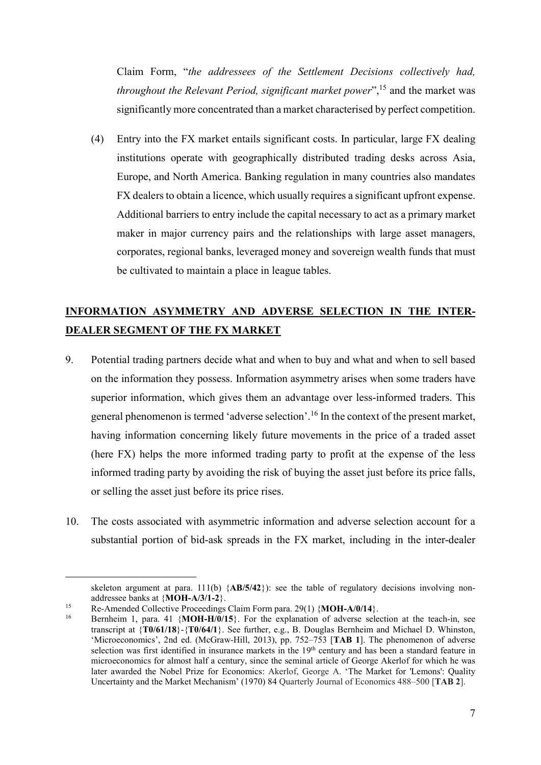Claim Form, "*the addressees of the Settlement Decisions collectively had, throughout the Relevant Period, significant market power*",[15] and the market was significantly more concentrated than a market characterised by perfect competition.

(4) Entry into the FX market entails significant costs. In particular, large FX dealing institutions operate with geographically distributed trading desks across Asia, Europe, and North America. Banking regulation in many countries also mandates FX dealers to obtain a licence, which usually requires a significant upfront expense. Additional barriers to entry include the capital necessary to act as a primary market maker in major currency pairs and the relationships with large asset managers, corporates, regional banks, leveraged money and sovereign wealth funds that must be cultivated to maintain a place in league tables.

## INFORMATION ASYMMETRY AND ADVERSE SELECTION IN THE INTER-DEALER SEGMENT OF THE FX MARKET

9. Potential trading partners decide what and when to buy and what and when to sell based on the information they possess. Information asymmetry arises when some traders have superior information, which gives them an advantage over less-informed traders. This general phenomenon is termed 'adverse selection'.[16] In the context of the present market, having information concerning likely future movements in the price of a traded asset (here FX) helps the more informed trading party to profit at the expense of the less informed trading party by avoiding the risk of buying the asset just before its price falls, or selling the asset just before its price rises.

10. The costs associated with asymmetric information and adverse selection account for a substantial portion of bid-ask spreads in the FX market, including in the inter-dealer

---

skeleton argument at para. 111(b) {**AB/5/42**}): see the table of regulatory decisions involving non-addressee banks at {**MOH-A/3/1-2**}.

[15] Re-Amended Collective Proceedings Claim Form para. 29(1) {**MOH-A/0/14**}.

[16] Bernheim 1, para. 41 {**MOH-H/0/15**}. For the explanation of adverse selection at the teach-in, see transcript at {**T0/61/18**}-{**T0/64/1**}. See further, e.g., B. Douglas Bernheim and Michael D. Whinston, 'Microeconomics', 2nd ed. (McGraw-Hill, 2013), pp. 752–753 [**TAB 1**]. The phenomenon of adverse selection was first identified in insurance markets in the 19th century and has been a standard feature in microeconomics for almost half a century, since the seminal article of George Akerlof for which he was later awarded the Nobel Prize for Economics: Akerlof, George A. 'The Market for 'Lemons': Quality Uncertainty and the Market Mechanism' (1970) 84 Quarterly Journal of Economics 488–500 [**TAB 2**].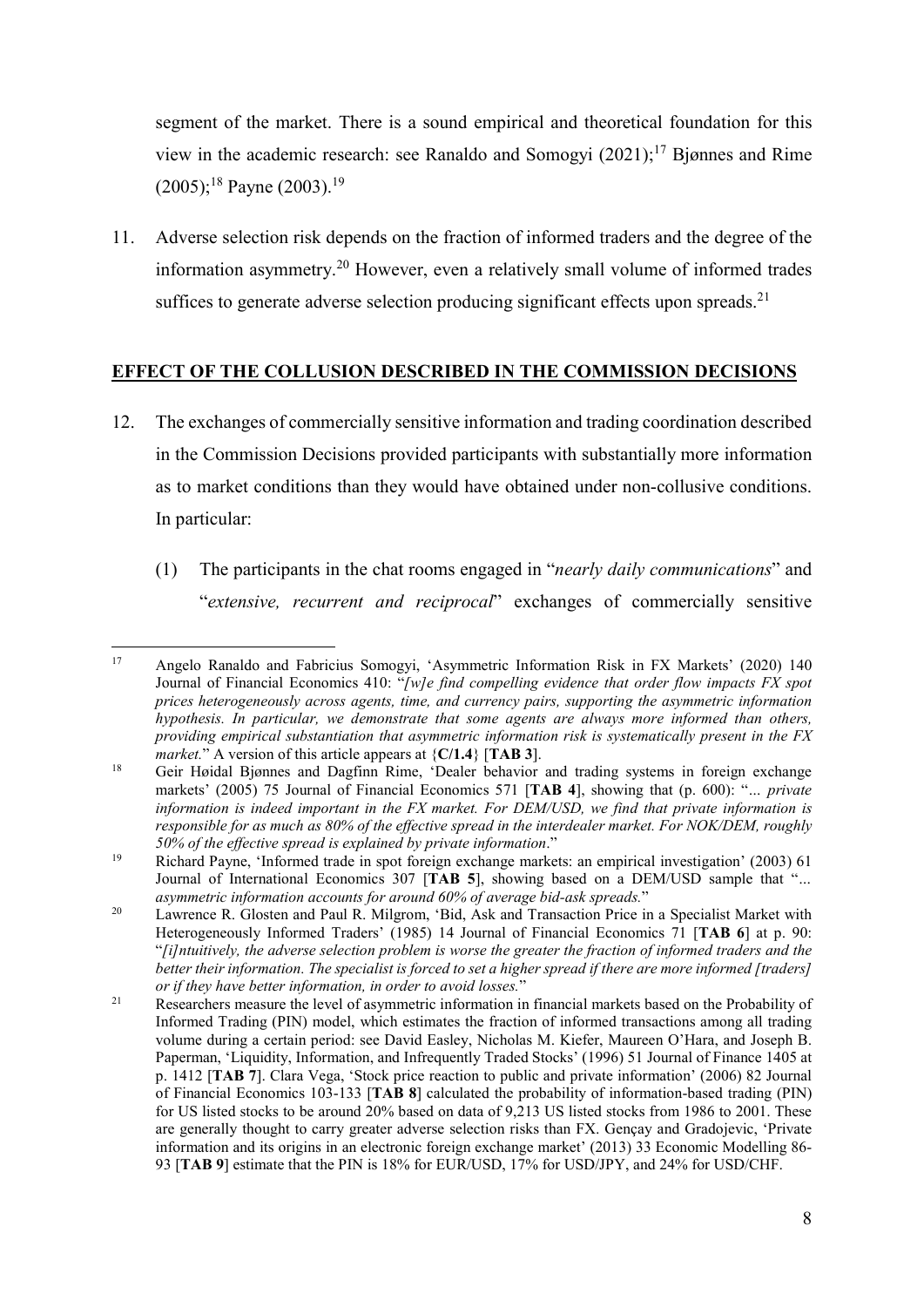segment of the market. There is a sound empirical and theoretical foundation for this view in the academic research: see Ranaldo and Somogyi (2021);[17] Bjønnes and Rime (2005);[18] Payne (2003).[19]

11. Adverse selection risk depends on the fraction of informed traders and the degree of the information asymmetry.[20] However, even a relatively small volume of informed trades suffices to generate adverse selection producing significant effects upon spreads.[21]

## EFFECT OF THE COLLUSION DESCRIBED IN THE COMMISSION DECISIONS

12. The exchanges of commercially sensitive information and trading coordination described in the Commission Decisions provided participants with substantially more information as to market conditions than they would have obtained under non-collusive conditions. In particular:

    (1) The participants in the chat rooms engaged in "*nearly daily communications*" and "*extensive, recurrent and reciprocal*" exchanges of commercially sensitive

---

[17] Angelo Ranaldo and Fabricius Somogyi, 'Asymmetric Information Risk in FX Markets' (2020) 140 Journal of Financial Economics 410: "*[w]e find compelling evidence that order flow impacts FX spot prices heterogeneously across agents, time, and currency pairs, supporting the asymmetric information hypothesis. In particular, we demonstrate that some agents are always more informed than others, providing empirical substantiation that asymmetric information risk is systematically present in the FX market.*" A version of this article appears at {**C/1.4**} [**TAB 3**].

[18] Geir Høidal Bjønnes and Dagfinn Rime, 'Dealer behavior and trading systems in foreign exchange markets' (2005) 75 Journal of Financial Economics 571 [**TAB 4**], showing that (p. 600): "*... private information is indeed important in the FX market. For DEM/USD, we find that private information is responsible for as much as 80% of the effective spread in the interdealer market. For NOK/DEM, roughly 50% of the effective spread is explained by private information*."

[19] Richard Payne, 'Informed trade in spot foreign exchange markets: an empirical investigation' (2003) 61 Journal of International Economics 307 [**TAB 5**], showing based on a DEM/USD sample that "*... asymmetric information accounts for around 60% of average bid-ask spreads.*"

[20] Lawrence R. Glosten and Paul R. Milgrom, 'Bid, Ask and Transaction Price in a Specialist Market with Heterogeneously Informed Traders' (1985) 14 Journal of Financial Economics 71 [**TAB 6**] at p. 90: "*[i]ntuitively, the adverse selection problem is worse the greater the fraction of informed traders and the better their information. The specialist is forced to set a higher spread if there are more informed [traders] or if they have better information, in order to avoid losses.*"

[21] Researchers measure the level of asymmetric information in financial markets based on the Probability of Informed Trading (PIN) model, which estimates the fraction of informed transactions among all trading volume during a certain period: see David Easley, Nicholas M. Kiefer, Maureen O'Hara, and Joseph B. Paperman, 'Liquidity, Information, and Infrequently Traded Stocks' (1996) 51 Journal of Finance 1405 at p. 1412 [**TAB 7**]. Clara Vega, 'Stock price reaction to public and private information' (2006) 82 Journal of Financial Economics 103-133 [**TAB 8**] calculated the probability of information-based trading (PIN) for US listed stocks to be around 20% based on data of 9,213 US listed stocks from 1986 to 2001. These are generally thought to carry greater adverse selection risks than FX. Gençay and Gradojevic, 'Private information and its origins in an electronic foreign exchange market' (2013) 33 Economic Modelling 86-93 [**TAB 9**] estimate that the PIN is 18% for EUR/USD, 17% for USD/JPY, and 24% for USD/CHF.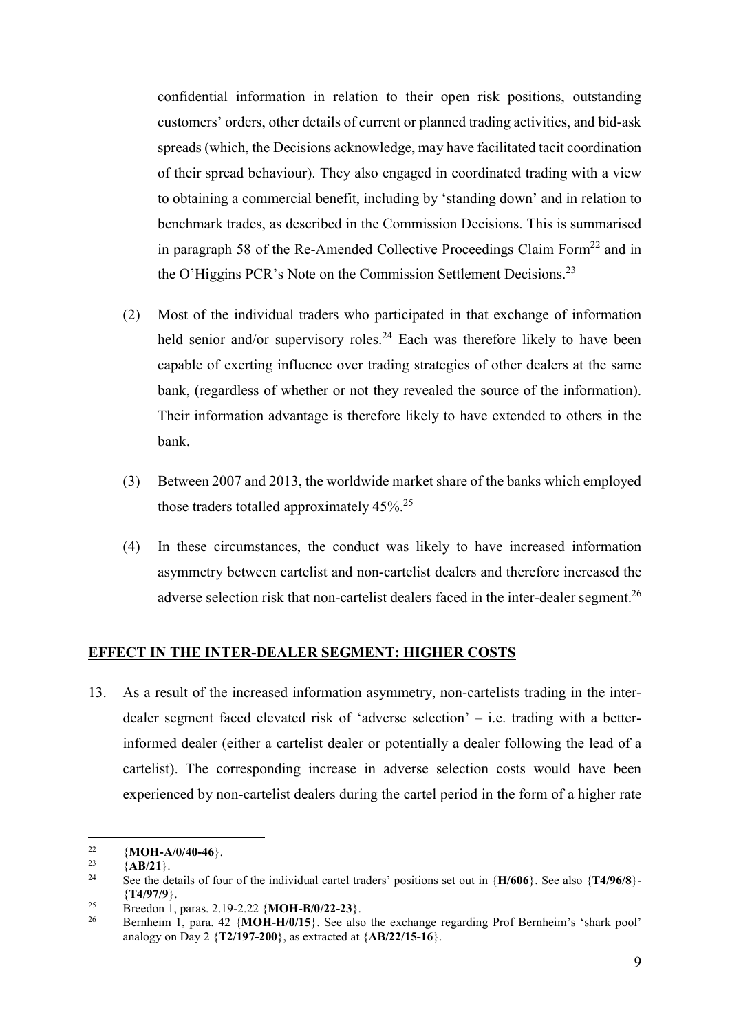confidential information in relation to their open risk positions, outstanding customers' orders, other details of current or planned trading activities, and bid-ask spreads (which, the Decisions acknowledge, may have facilitated tacit coordination of their spread behaviour). They also engaged in coordinated trading with a view to obtaining a commercial benefit, including by 'standing down' and in relation to benchmark trades, as described in the Commission Decisions. This is summarised in paragraph 58 of the Re-Amended Collective Proceedings Claim Form[22] and in the O'Higgins PCR's Note on the Commission Settlement Decisions.[23]

(2) Most of the individual traders who participated in that exchange of information held senior and/or supervisory roles.[24] Each was therefore likely to have been capable of exerting influence over trading strategies of other dealers at the same bank, (regardless of whether or not they revealed the source of the information). Their information advantage is therefore likely to have extended to others in the bank.

(3) Between 2007 and 2013, the worldwide market share of the banks which employed those traders totalled approximately 45%.[25]

(4) In these circumstances, the conduct was likely to have increased information asymmetry between cartelist and non-cartelist dealers and therefore increased the adverse selection risk that non-cartelist dealers faced in the inter-dealer segment.[26]

## EFFECT IN THE INTER-DEALER SEGMENT: HIGHER COSTS

13. As a result of the increased information asymmetry, non-cartelists trading in the inter-dealer segment faced elevated risk of 'adverse selection' – i.e. trading with a better-informed dealer (either a cartelist dealer or potentially a dealer following the lead of a cartelist). The corresponding increase in adverse selection costs would have been experienced by non-cartelist dealers during the cartel period in the form of a higher rate

---

[22] {**MOH-A/0/40-46**}.

[23] {**AB/21**}.

[24] See the details of four of the individual cartel traders' positions set out in {**H/606**}. See also {**T4/96/8**}-{**T4/97/9**}.

[25] Breedon 1, paras. 2.19-2.22 {**MOH-B/0/22-23**}.

[26] Bernheim 1, para. 42 {**MOH-H/0/15**}. See also the exchange regarding Prof Bernheim's 'shark pool' analogy on Day 2 {**T2/197-200**}, as extracted at {**AB/22/15-16**}.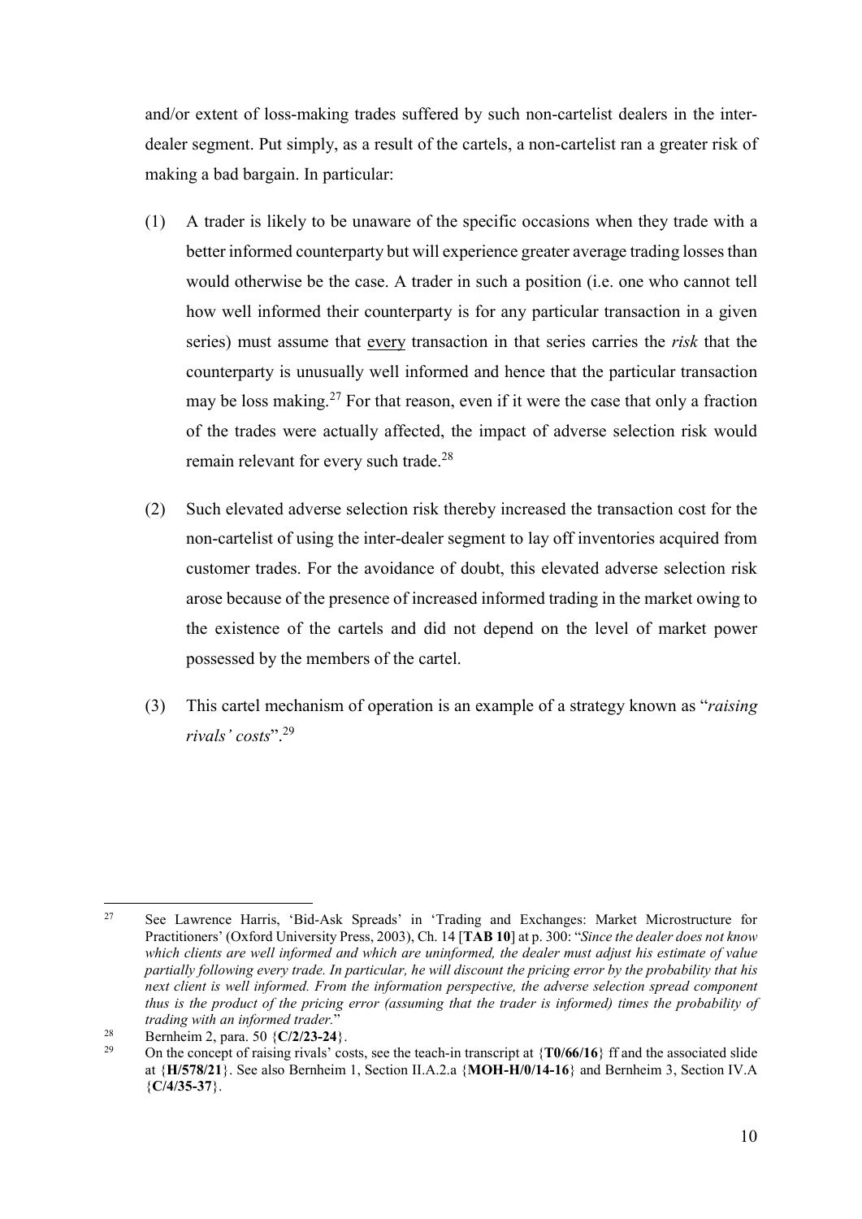and/or extent of loss-making trades suffered by such non-cartelist dealers in the inter-dealer segment. Put simply, as a result of the cartels, a non-cartelist ran a greater risk of making a bad bargain. In particular:

(1) A trader is likely to be unaware of the specific occasions when they trade with a better informed counterparty but will experience greater average trading losses than would otherwise be the case. A trader in such a position (i.e. one who cannot tell how well informed their counterparty is for any particular transaction in a given series) must assume that <u>every</u> transaction in that series carries the *risk* that the counterparty is unusually well informed and hence that the particular transaction may be loss making.[27] For that reason, even if it were the case that only a fraction of the trades were actually affected, the impact of adverse selection risk would remain relevant for every such trade.[28]

(2) Such elevated adverse selection risk thereby increased the transaction cost for the non-cartelist of using the inter-dealer segment to lay off inventories acquired from customer trades. For the avoidance of doubt, this elevated adverse selection risk arose because of the presence of increased informed trading in the market owing to the existence of the cartels and did not depend on the level of market power possessed by the members of the cartel.

(3) This cartel mechanism of operation is an example of a strategy known as "*raising rivals' costs*".[29]

---

[27] See Lawrence Harris, 'Bid-Ask Spreads' in 'Trading and Exchanges: Market Microstructure for Practitioners' (Oxford University Press, 2003), Ch. 14 [**TAB 10**] at p. 300: "*Since the dealer does not know which clients are well informed and which are uninformed, the dealer must adjust his estimate of value partially following every trade. In particular, he will discount the pricing error by the probability that his next client is well informed. From the information perspective, the adverse selection spread component thus is the product of the pricing error (assuming that the trader is informed) times the probability of trading with an informed trader.*"

[28] Bernheim 2, para. 50 {**C/2/23-24**}.

[29] On the concept of raising rivals' costs, see the teach-in transcript at {**T0/66/16**} ff and the associated slide at {**H/578/21**}. See also Bernheim 1, Section II.A.2.a {**MOH-H/0/14-16**} and Bernheim 3, Section IV.A {**C/4/35-37**}.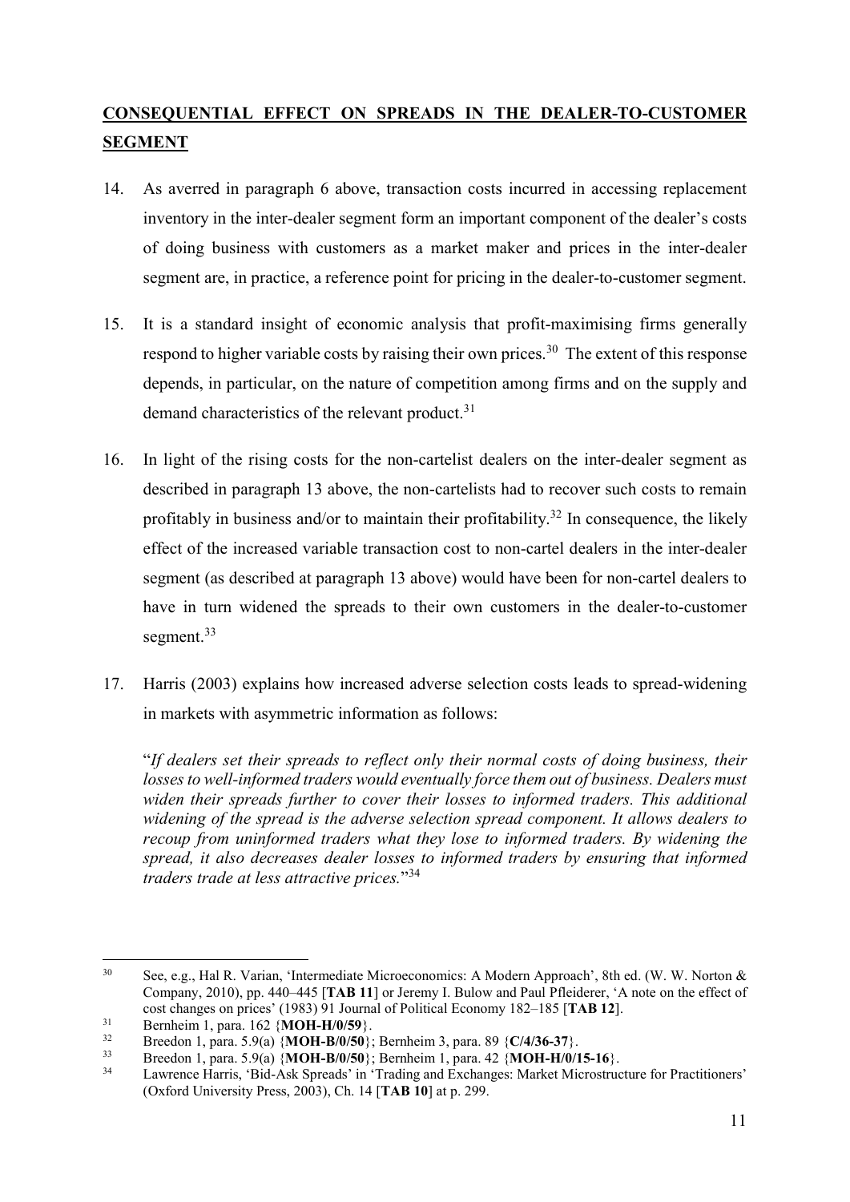## CONSEQUENTIAL EFFECT ON SPREADS IN THE DEALER-TO-CUSTOMER SEGMENT

14. As averred in paragraph 6 above, transaction costs incurred in accessing replacement inventory in the inter-dealer segment form an important component of the dealer's costs of doing business with customers as a market maker and prices in the inter-dealer segment are, in practice, a reference point for pricing in the dealer-to-customer segment.

15. It is a standard insight of economic analysis that profit-maximising firms generally respond to higher variable costs by raising their own prices.[30] The extent of this response depends, in particular, on the nature of competition among firms and on the supply and demand characteristics of the relevant product.[31]

16. In light of the rising costs for the non-cartelist dealers on the inter-dealer segment as described in paragraph 13 above, the non-cartelists had to recover such costs to remain profitably in business and/or to maintain their profitability.[32] In consequence, the likely effect of the increased variable transaction cost to non-cartel dealers in the inter-dealer segment (as described at paragraph 13 above) would have been for non-cartel dealers to have in turn widened the spreads to their own customers in the dealer-to-customer segment.[33]

17. Harris (2003) explains how increased adverse selection costs leads to spread-widening in markets with asymmetric information as follows:

"*If dealers set their spreads to reflect only their normal costs of doing business, their losses to well-informed traders would eventually force them out of business. Dealers must widen their spreads further to cover their losses to informed traders. This additional widening of the spread is the adverse selection spread component. It allows dealers to recoup from uninformed traders what they lose to informed traders. By widening the spread, it also decreases dealer losses to informed traders by ensuring that informed traders trade at less attractive prices.*"[34]

---

[30] See, e.g., Hal R. Varian, 'Intermediate Microeconomics: A Modern Approach', 8th ed. (W. W. Norton & Company, 2010), pp. 440–445 [**TAB 11**] or Jeremy I. Bulow and Paul Pfleiderer, 'A note on the effect of cost changes on prices' (1983) 91 Journal of Political Economy 182–185 [**TAB 12**].

[31] Bernheim 1, para. 162 {**MOH-H/0/59**}.

[32] Breedon 1, para. 5.9(a) {**MOH-B/0/50**}; Bernheim 3, para. 89 {**C/4/36-37**}.

[33] Breedon 1, para. 5.9(a) {**MOH-B/0/50**}; Bernheim 1, para. 42 {**MOH-H/0/15-16**}.

[34] Lawrence Harris, 'Bid-Ask Spreads' in 'Trading and Exchanges: Market Microstructure for Practitioners' (Oxford University Press, 2003), Ch. 14 [**TAB 10**] at p. 299.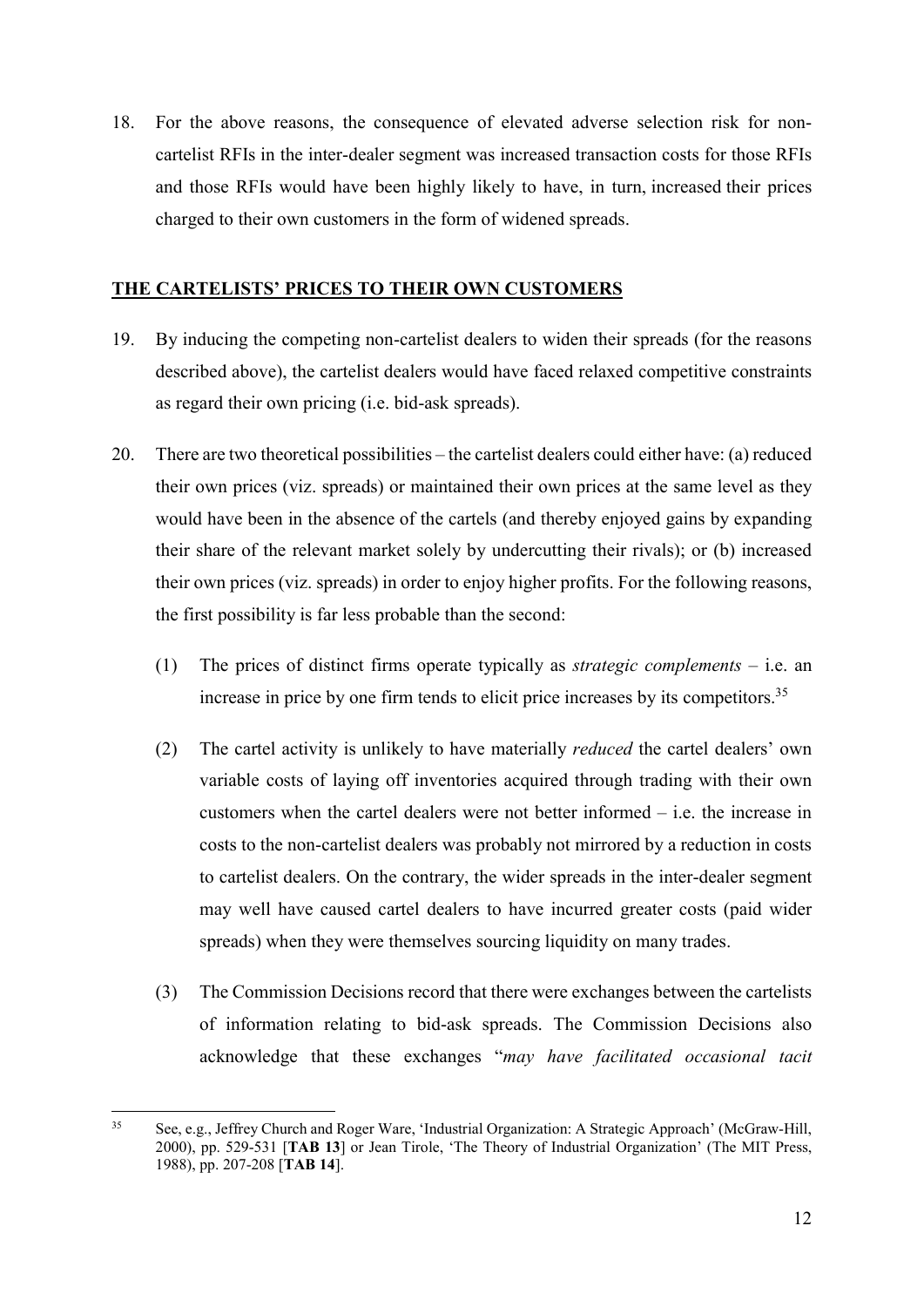18. For the above reasons, the consequence of elevated adverse selection risk for non-cartelist RFIs in the inter-dealer segment was increased transaction costs for those RFIs and those RFIs would have been highly likely to have, in turn, increased their prices charged to their own customers in the form of widened spreads.

## THE CARTELISTS' PRICES TO THEIR OWN CUSTOMERS

19. By inducing the competing non-cartelist dealers to widen their spreads (for the reasons described above), the cartelist dealers would have faced relaxed competitive constraints as regard their own pricing (i.e. bid-ask spreads).

20. There are two theoretical possibilities – the cartelist dealers could either have: (a) reduced their own prices (viz. spreads) or maintained their own prices at the same level as they would have been in the absence of the cartels (and thereby enjoyed gains by expanding their share of the relevant market solely by undercutting their rivals); or (b) increased their own prices (viz. spreads) in order to enjoy higher profits. For the following reasons, the first possibility is far less probable than the second:

    (1) The prices of distinct firms operate typically as *strategic complements* – i.e. an increase in price by one firm tends to elicit price increases by its competitors.[35]

    (2) The cartel activity is unlikely to have materially *reduced* the cartel dealers' own variable costs of laying off inventories acquired through trading with their own customers when the cartel dealers were not better informed – i.e. the increase in costs to the non-cartelist dealers was probably not mirrored by a reduction in costs to cartelist dealers. On the contrary, the wider spreads in the inter-dealer segment may well have caused cartel dealers to have incurred greater costs (paid wider spreads) when they were themselves sourcing liquidity on many trades.

    (3) The Commission Decisions record that there were exchanges between the cartelists of information relating to bid-ask spreads. The Commission Decisions also acknowledge that these exchanges "*may have facilitated occasional tacit*

---

[35] See, e.g., Jeffrey Church and Roger Ware, 'Industrial Organization: A Strategic Approach' (McGraw-Hill, 2000), pp. 529-531 [**TAB 13**] or Jean Tirole, 'The Theory of Industrial Organization' (The MIT Press, 1988), pp. 207-208 [**TAB 14**].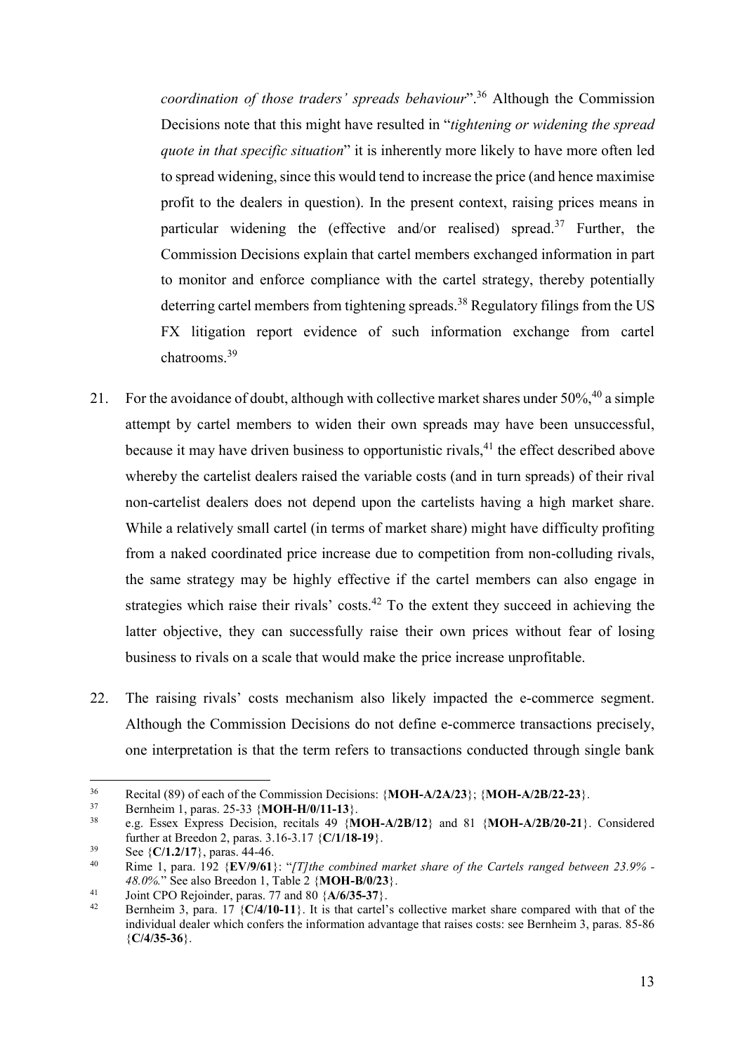*coordination of those traders' spreads behaviour*".[36] Although the Commission Decisions note that this might have resulted in "*tightening or widening the spread quote in that specific situation*" it is inherently more likely to have more often led to spread widening, since this would tend to increase the price (and hence maximise profit to the dealers in question). In the present context, raising prices means in particular widening the (effective and/or realised) spread.[37] Further, the Commission Decisions explain that cartel members exchanged information in part to monitor and enforce compliance with the cartel strategy, thereby potentially deterring cartel members from tightening spreads.[38] Regulatory filings from the US FX litigation report evidence of such information exchange from cartel chatrooms.[39]

21. For the avoidance of doubt, although with collective market shares under 50%,[40] a simple attempt by cartel members to widen their own spreads may have been unsuccessful, because it may have driven business to opportunistic rivals,[41] the effect described above whereby the cartelist dealers raised the variable costs (and in turn spreads) of their rival non-cartelist dealers does not depend upon the cartelists having a high market share. While a relatively small cartel (in terms of market share) might have difficulty profiting from a naked coordinated price increase due to competition from non-colluding rivals, the same strategy may be highly effective if the cartel members can also engage in strategies which raise their rivals' costs.[42] To the extent they succeed in achieving the latter objective, they can successfully raise their own prices without fear of losing business to rivals on a scale that would make the price increase unprofitable.

22. The raising rivals' costs mechanism also likely impacted the e-commerce segment. Although the Commission Decisions do not define e-commerce transactions precisely, one interpretation is that the term refers to transactions conducted through single bank

---

[36] Recital (89) of each of the Commission Decisions: {**MOH-A/2A/23**}; {**MOH-A/2B/22-23**}.

[37] Bernheim 1, paras. 25-33 {**MOH-H/0/11-13**}.

[38] e.g. Essex Express Decision, recitals 49 {**MOH-A/2B/12**} and 81 {**MOH-A/2B/20-21**}. Considered further at Breedon 2, paras. 3.16-3.17 {**C/1/18-19**}.

[39] See {**C/1.2/17**}, paras. 44-46.

[40] Rime 1, para. 192 {**EV/9/61**}: "*[T]the combined market share of the Cartels ranged between 23.9% - 48.0%.*" See also Breedon 1, Table 2 {**MOH-B/0/23**}.

[41] Joint CPO Rejoinder, paras. 77 and 80 {**A/6/35-37**}.

[42] Bernheim 3, para. 17 {**C/4/10-11**}. It is that cartel's collective market share compared with that of the individual dealer which confers the information advantage that raises costs: see Bernheim 3, paras. 85-86 {**C/4/35-36**}.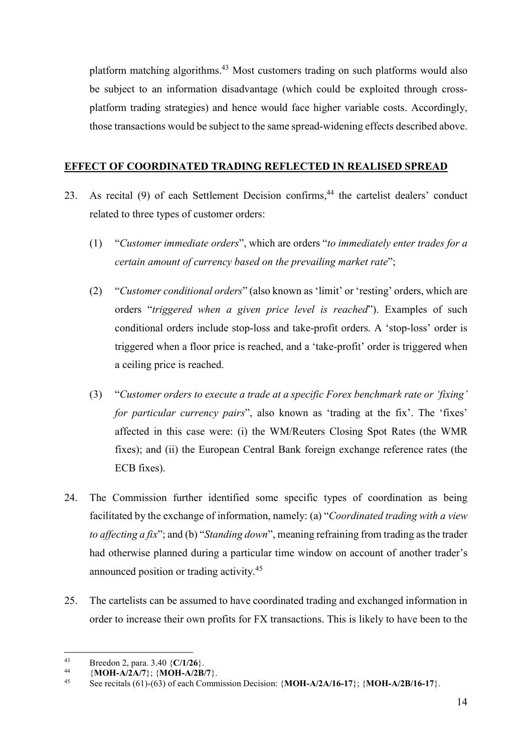platform matching algorithms.[43] Most customers trading on such platforms would also be subject to an information disadvantage (which could be exploited through cross-platform trading strategies) and hence would face higher variable costs. Accordingly, those transactions would be subject to the same spread-widening effects described above.

## EFFECT OF COORDINATED TRADING REFLECTED IN REALISED SPREAD

23. As recital (9) of each Settlement Decision confirms,[44] the cartelist dealers' conduct related to three types of customer orders:

    (1) "*Customer immediate orders*", which are orders "*to immediately enter trades for a certain amount of currency based on the prevailing market rate*";

    (2) "*Customer conditional orders*" (also known as 'limit' or 'resting' orders, which are orders "*triggered when a given price level is reached*"). Examples of such conditional orders include stop-loss and take-profit orders. A 'stop-loss' order is triggered when a floor price is reached, and a 'take-profit' order is triggered when a ceiling price is reached.

    (3) "*Customer orders to execute a trade at a specific Forex benchmark rate or 'fixing' for particular currency pairs*", also known as 'trading at the fix'. The 'fixes' affected in this case were: (i) the WM/Reuters Closing Spot Rates (the WMR fixes); and (ii) the European Central Bank foreign exchange reference rates (the ECB fixes).

24. The Commission further identified some specific types of coordination as being facilitated by the exchange of information, namely: (a) "*Coordinated trading with a view to affecting a fix*"; and (b) "*Standing down*", meaning refraining from trading as the trader had otherwise planned during a particular time window on account of another trader's announced position or trading activity.[45]

25. The cartelists can be assumed to have coordinated trading and exchanged information in order to increase their own profits for FX transactions. This is likely to have been to the

---

[43] Breedon 2, para. 3.40 {**C/1/26**}.

[44] {**MOH-A/2A/7**}; {**MOH-A/2B/7**}.

[45] See recitals (61)-(63) of each Commission Decision: {**MOH-A/2A/16-17**}; {**MOH-A/2B/16-17**}.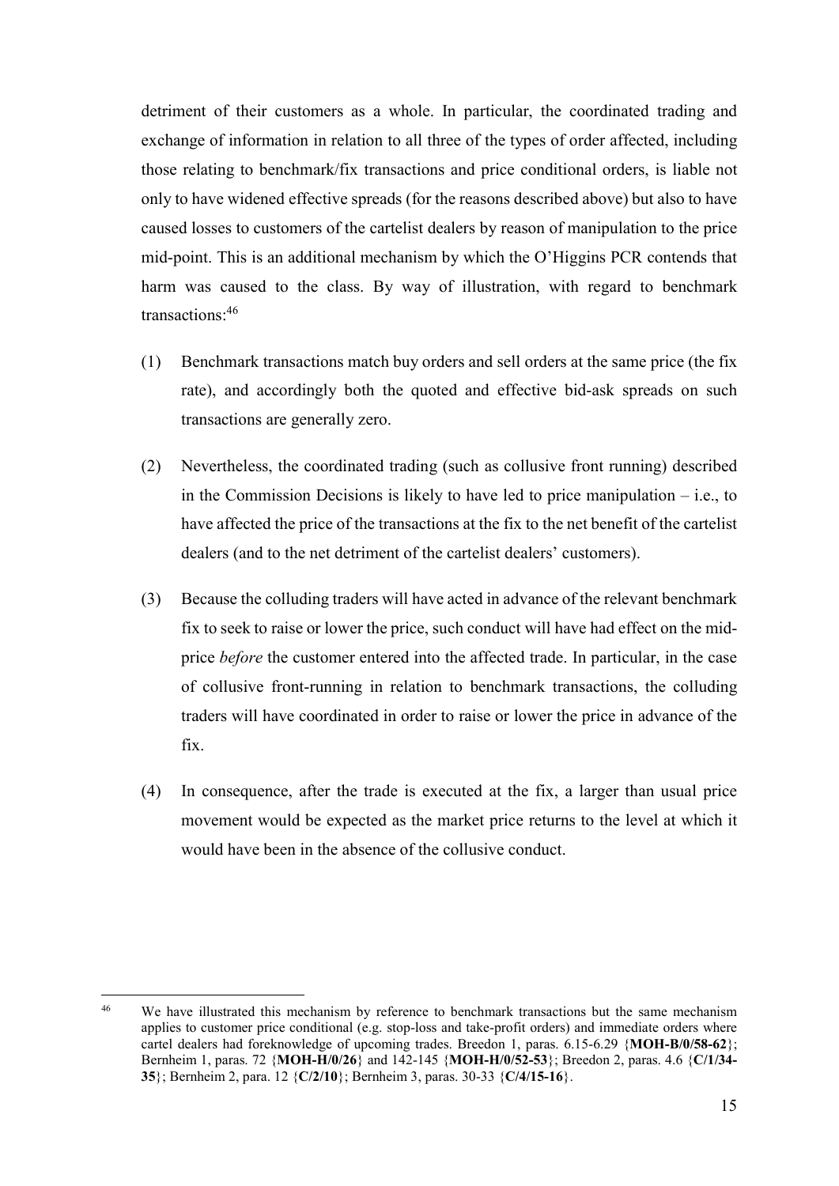detriment of their customers as a whole. In particular, the coordinated trading and exchange of information in relation to all three of the types of order affected, including those relating to benchmark/fix transactions and price conditional orders, is liable not only to have widened effective spreads (for the reasons described above) but also to have caused losses to customers of the cartelist dealers by reason of manipulation to the price mid-point. This is an additional mechanism by which the O'Higgins PCR contends that harm was caused to the class. By way of illustration, with regard to benchmark transactions:[46]

(1) Benchmark transactions match buy orders and sell orders at the same price (the fix rate), and accordingly both the quoted and effective bid-ask spreads on such transactions are generally zero.

(2) Nevertheless, the coordinated trading (such as collusive front running) described in the Commission Decisions is likely to have led to price manipulation – i.e., to have affected the price of the transactions at the fix to the net benefit of the cartelist dealers (and to the net detriment of the cartelist dealers' customers).

(3) Because the colluding traders will have acted in advance of the relevant benchmark fix to seek to raise or lower the price, such conduct will have had effect on the mid-price *before* the customer entered into the affected trade. In particular, in the case of collusive front-running in relation to benchmark transactions, the colluding traders will have coordinated in order to raise or lower the price in advance of the fix.

(4) In consequence, after the trade is executed at the fix, a larger than usual price movement would be expected as the market price returns to the level at which it would have been in the absence of the collusive conduct.

---

[46] We have illustrated this mechanism by reference to benchmark transactions but the same mechanism applies to customer price conditional (e.g. stop-loss and take-profit orders) and immediate orders where cartel dealers had foreknowledge of upcoming trades. Breedon 1, paras. 6.15-6.29 {**MOH-B/0/58-62**}; Bernheim 1, paras. 72 {**MOH-H/0/26**} and 142-145 {**MOH-H/0/52-53**}; Breedon 2, paras. 4.6 {**C/1/34-35**}; Bernheim 2, para. 12 {**C/2/10**}; Bernheim 3, paras. 30-33 {**C/4/15-16**}.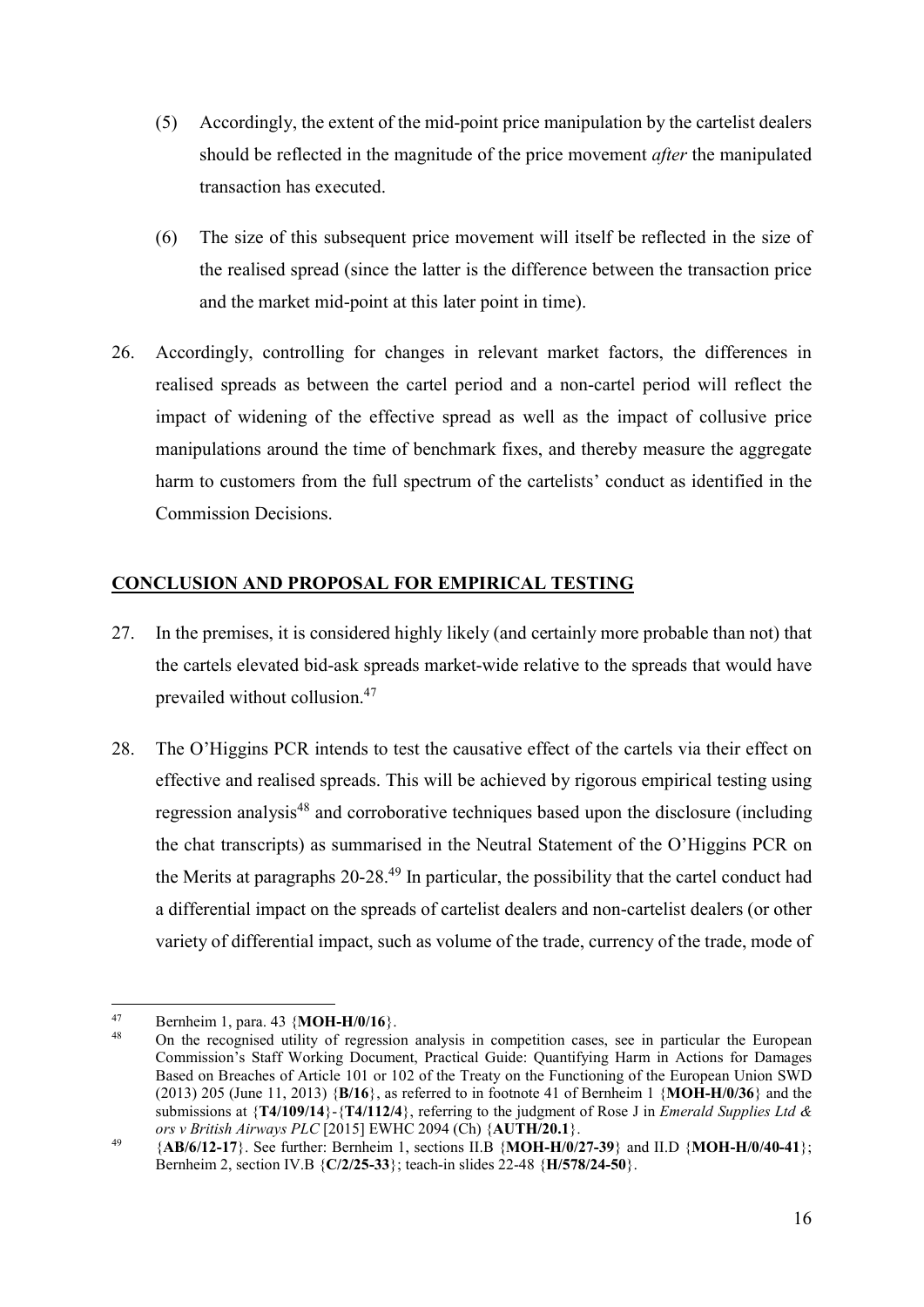(5) Accordingly, the extent of the mid-point price manipulation by the cartelist dealers should be reflected in the magnitude of the price movement *after* the manipulated transaction has executed.

(6) The size of this subsequent price movement will itself be reflected in the size of the realised spread (since the latter is the difference between the transaction price and the market mid-point at this later point in time).

26. Accordingly, controlling for changes in relevant market factors, the differences in realised spreads as between the cartel period and a non-cartel period will reflect the impact of widening of the effective spread as well as the impact of collusive price manipulations around the time of benchmark fixes, and thereby measure the aggregate harm to customers from the full spectrum of the cartelists' conduct as identified in the Commission Decisions.

## CONCLUSION AND PROPOSAL FOR EMPIRICAL TESTING

27. In the premises, it is considered highly likely (and certainly more probable than not) that the cartels elevated bid-ask spreads market-wide relative to the spreads that would have prevailed without collusion.[47]

28. The O'Higgins PCR intends to test the causative effect of the cartels via their effect on effective and realised spreads. This will be achieved by rigorous empirical testing using regression analysis[48] and corroborative techniques based upon the disclosure (including the chat transcripts) as summarised in the Neutral Statement of the O'Higgins PCR on the Merits at paragraphs 20-28.[49] In particular, the possibility that the cartel conduct had a differential impact on the spreads of cartelist dealers and non-cartelist dealers (or other variety of differential impact, such as volume of the trade, currency of the trade, mode of

---

[47] Bernheim 1, para. 43 {**MOH-H/0/16**}.

[48] On the recognised utility of regression analysis in competition cases, see in particular the European Commission's Staff Working Document, Practical Guide: Quantifying Harm in Actions for Damages Based on Breaches of Article 101 or 102 of the Treaty on the Functioning of the European Union SWD (2013) 205 (June 11, 2013) {**B/16**}, as referred to in footnote 41 of Bernheim 1 {**MOH-H/0/36**} and the submissions at {**T4/109/14**}-{**T4/112/4**}, referring to the judgment of Rose J in *Emerald Supplies Ltd & ors v British Airways PLC* [2015] EWHC 2094 (Ch) {**AUTH/20.1**}.

[49] {**AB/6/12-17**}. See further: Bernheim 1, sections II.B {**MOH-H/0/27-39**} and II.D {**MOH-H/0/40-41**}; Bernheim 2, section IV.B {**C/2/25-33**}; teach-in slides 22-48 {**H/578/24-50**}.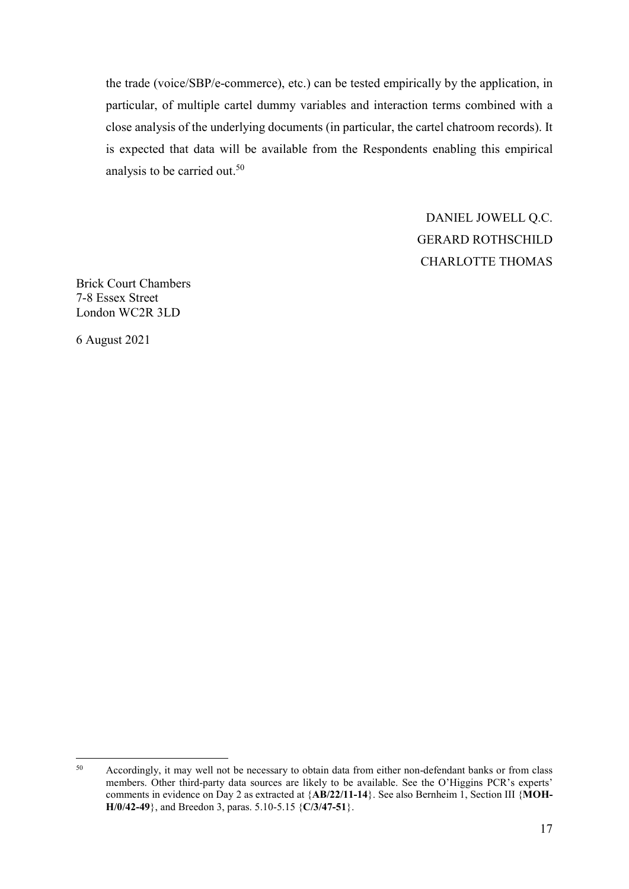the trade (voice/SBP/e-commerce), etc.) can be tested empirically by the application, in particular, of multiple cartel dummy variables and interaction terms combined with a close analysis of the underlying documents (in particular, the cartel chatroom records). It is expected that data will be available from the Respondents enabling this empirical analysis to be carried out.[50]

DANIEL JOWELL Q.C.
GERARD ROTHSCHILD
CHARLOTTE THOMAS

Brick Court Chambers
7-8 Essex Street
London WC2R 3LD

6 August 2021

---

[50] Accordingly, it may well not be necessary to obtain data from either non-defendant banks or from class members. Other third-party data sources are likely to be available. See the O'Higgins PCR's experts' comments in evidence on Day 2 as extracted at {**AB/22/11-14**}. See also Bernheim 1, Section III {**MOH-H/0/42-49**}, and Breedon 3, paras. 5.10-5.15 {**C/3/47-51**}.